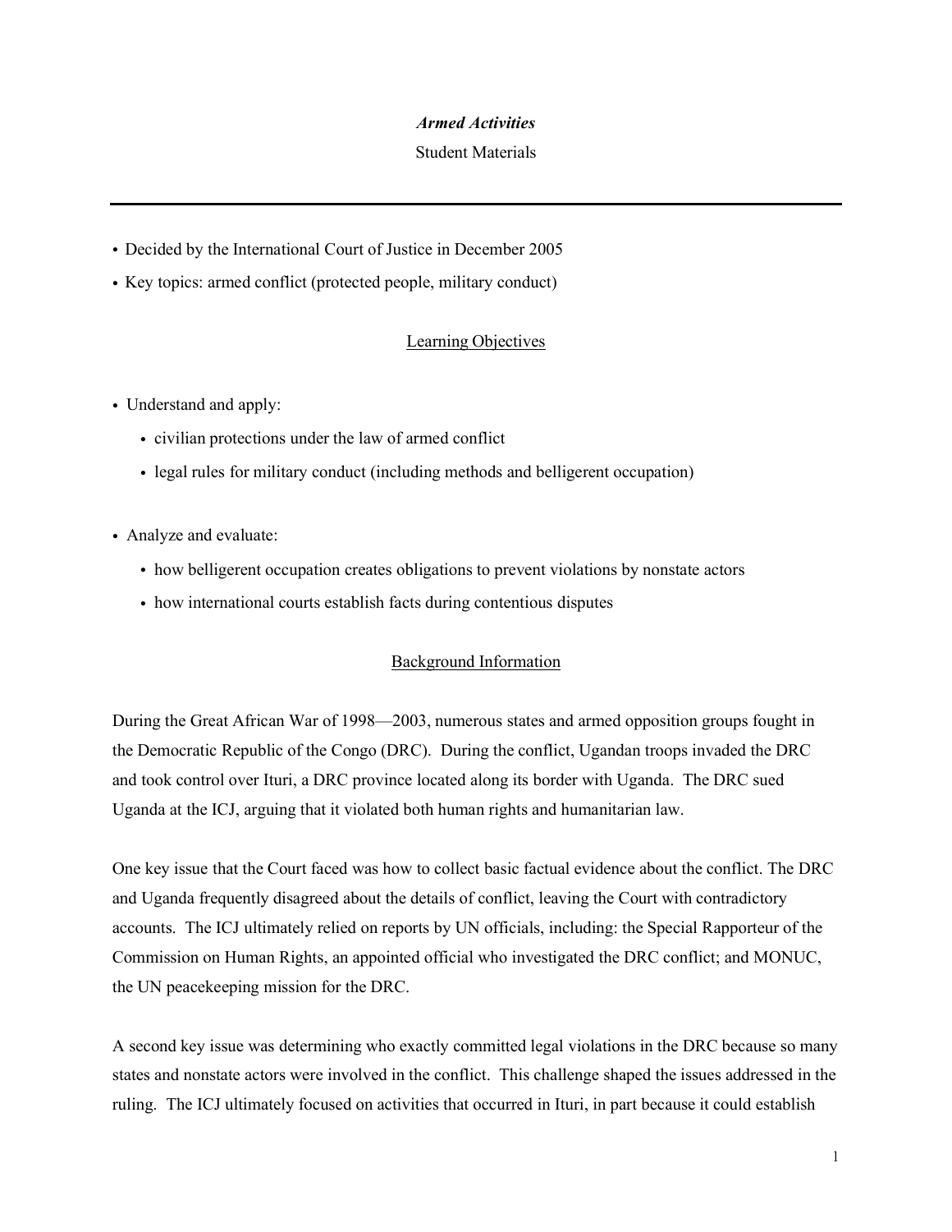***Armed Activities***

Student Materials

---

- Decided by the International Court of Justice in December 2005
- Key topics: armed conflict (protected people, military conduct)

## Learning Objectives

- Understand and apply:
  - civilian protections under the law of armed conflict
  - legal rules for military conduct (including methods and belligerent occupation)

- Analyze and evaluate:
  - how belligerent occupation creates obligations to prevent violations by nonstate actors
  - how international courts establish facts during contentious disputes

## Background Information

During the Great African War of 1998—2003, numerous states and armed opposition groups fought in the Democratic Republic of the Congo (DRC). During the conflict, Ugandan troops invaded the DRC and took control over Ituri, a DRC province located along its border with Uganda. The DRC sued Uganda at the ICJ, arguing that it violated both human rights and humanitarian law.

One key issue that the Court faced was how to collect basic factual evidence about the conflict. The DRC and Uganda frequently disagreed about the details of conflict, leaving the Court with contradictory accounts. The ICJ ultimately relied on reports by UN officials, including: the Special Rapporteur of the Commission on Human Rights, an appointed official who investigated the DRC conflict; and MONUC, the UN peacekeeping mission for the DRC.

A second key issue was determining who exactly committed legal violations in the DRC because so many states and nonstate actors were involved in the conflict. This challenge shaped the issues addressed in the ruling. The ICJ ultimately focused on activities that occurred in Ituri, in part because it could establish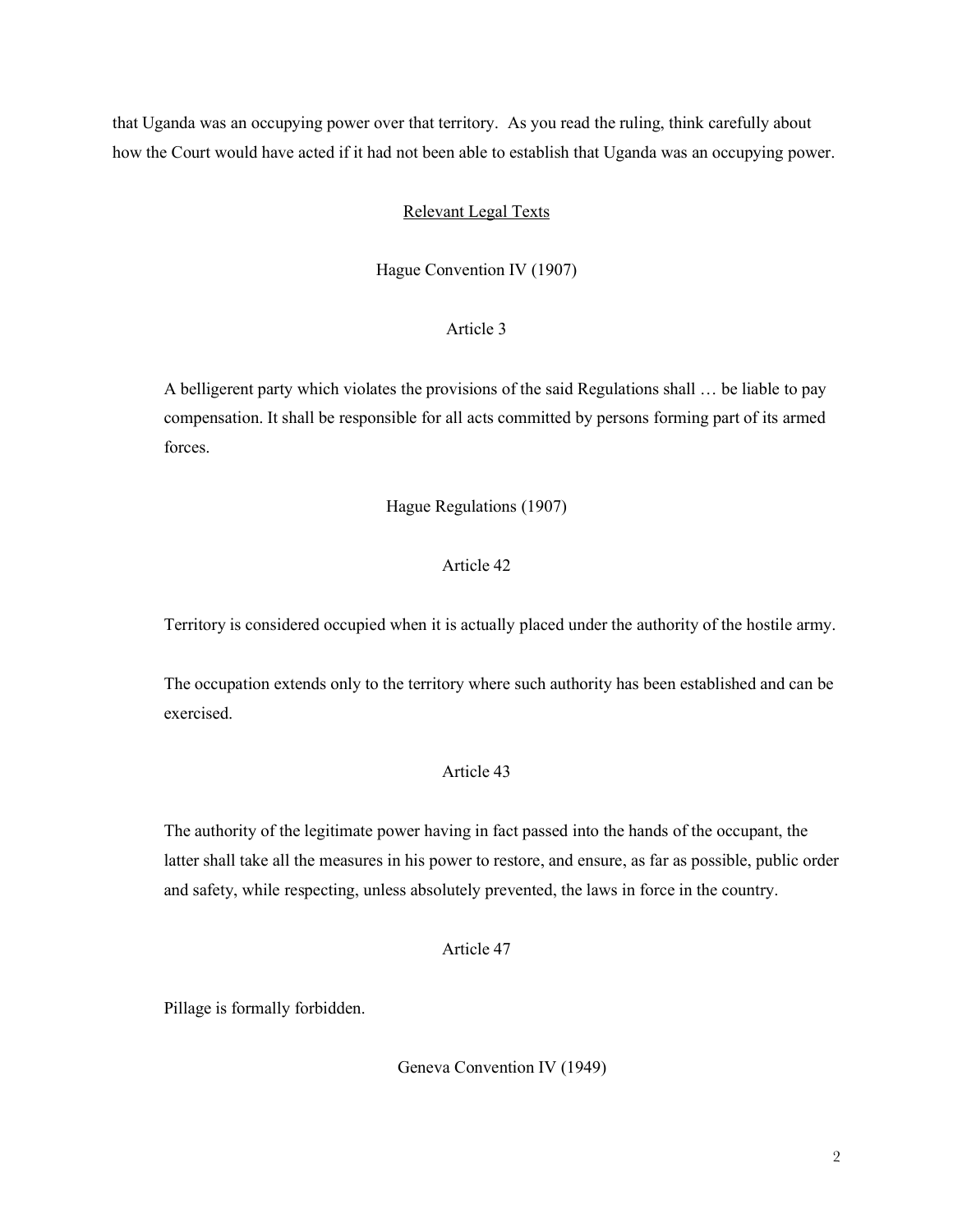that Uganda was an occupying power over that territory. As you read the ruling, think carefully about how the Court would have acted if it had not been able to establish that Uganda was an occupying power.

## Relevant Legal Texts

### Hague Convention IV (1907)

#### Article 3

> A belligerent party which violates the provisions of the said Regulations shall … be liable to pay compensation. It shall be responsible for all acts committed by persons forming part of its armed forces.

### Hague Regulations (1907)

#### Article 42

> Territory is considered occupied when it is actually placed under the authority of the hostile army.
>
> The occupation extends only to the territory where such authority has been established and can be exercised.

#### Article 43

> The authority of the legitimate power having in fact passed into the hands of the occupant, the latter shall take all the measures in his power to restore, and ensure, as far as possible, public order and safety, while respecting, unless absolutely prevented, the laws in force in the country.

#### Article 47

> Pillage is formally forbidden.

### Geneva Convention IV (1949)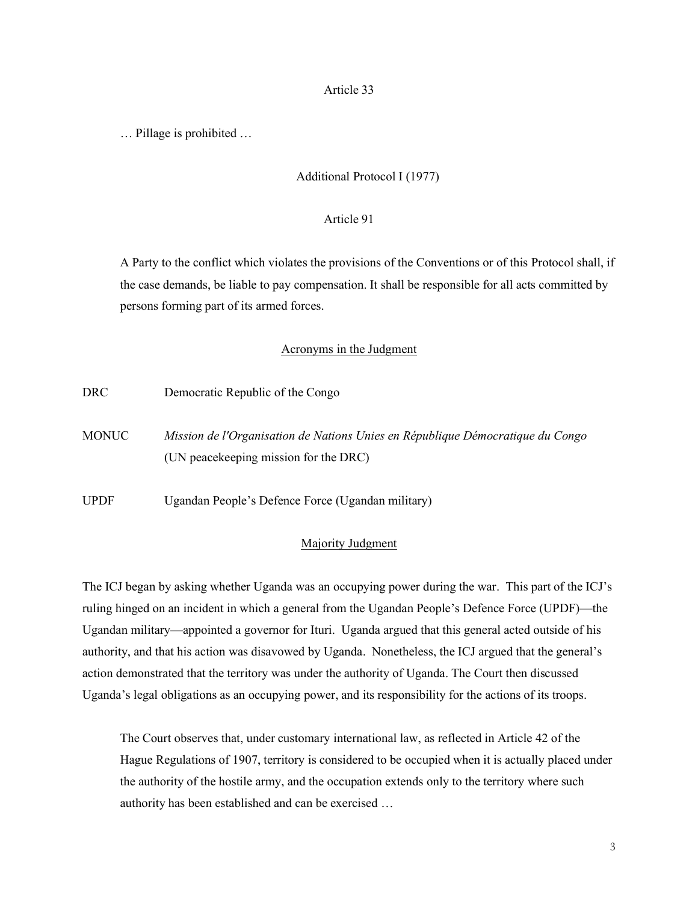Article 33

… Pillage is prohibited …

Additional Protocol I (1977)

Article 91

> A Party to the conflict which violates the provisions of the Conventions or of this Protocol shall, if the case demands, be liable to pay compensation. It shall be responsible for all acts committed by persons forming part of its armed forces.

## Acronyms in the Judgment

| | |
|---|---|
| DRC | Democratic Republic of the Congo |
| MONUC | *Mission de l'Organisation de Nations Unies en République Démocratique du Congo* (UN peacekeeping mission for the DRC) |
| UPDF | Ugandan People's Defence Force (Ugandan military) |

## Majority Judgment

The ICJ began by asking whether Uganda was an occupying power during the war. This part of the ICJ's ruling hinged on an incident in which a general from the Ugandan People's Defence Force (UPDF)—the Ugandan military—appointed a governor for Ituri. Uganda argued that this general acted outside of his authority, and that his action was disavowed by Uganda. Nonetheless, the ICJ argued that the general's action demonstrated that the territory was under the authority of Uganda. The Court then discussed Uganda's legal obligations as an occupying power, and its responsibility for the actions of its troops.

> The Court observes that, under customary international law, as reflected in Article 42 of the Hague Regulations of 1907, territory is considered to be occupied when it is actually placed under the authority of the hostile army, and the occupation extends only to the territory where such authority has been established and can be exercised …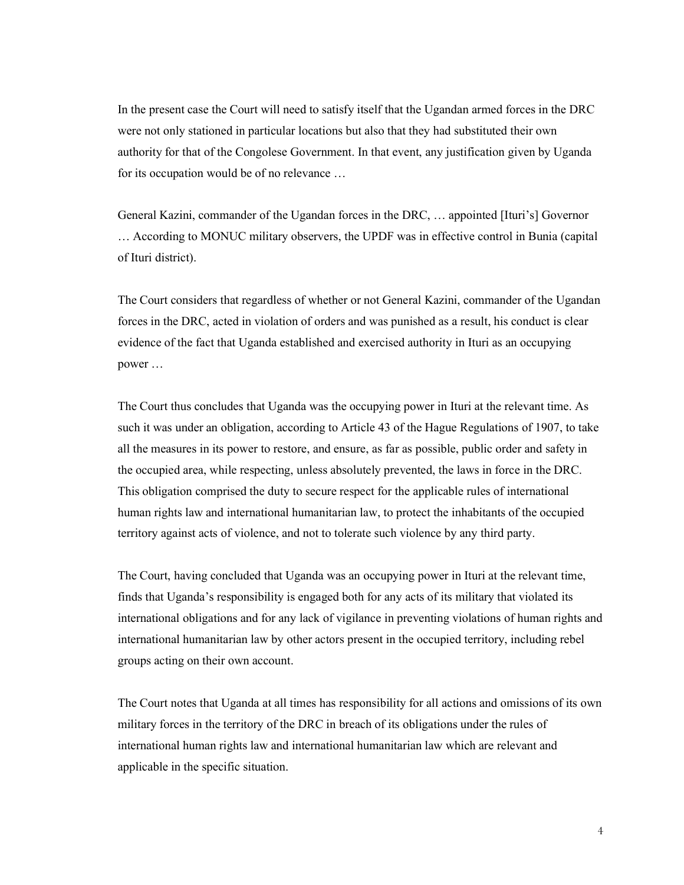In the present case the Court will need to satisfy itself that the Ugandan armed forces in the DRC were not only stationed in particular locations but also that they had substituted their own authority for that of the Congolese Government. In that event, any justification given by Uganda for its occupation would be of no relevance …

General Kazini, commander of the Ugandan forces in the DRC, … appointed [Ituri's] Governor … According to MONUC military observers, the UPDF was in effective control in Bunia (capital of Ituri district).

The Court considers that regardless of whether or not General Kazini, commander of the Ugandan forces in the DRC, acted in violation of orders and was punished as a result, his conduct is clear evidence of the fact that Uganda established and exercised authority in Ituri as an occupying power …

The Court thus concludes that Uganda was the occupying power in Ituri at the relevant time. As such it was under an obligation, according to Article 43 of the Hague Regulations of 1907, to take all the measures in its power to restore, and ensure, as far as possible, public order and safety in the occupied area, while respecting, unless absolutely prevented, the laws in force in the DRC. This obligation comprised the duty to secure respect for the applicable rules of international human rights law and international humanitarian law, to protect the inhabitants of the occupied territory against acts of violence, and not to tolerate such violence by any third party.

The Court, having concluded that Uganda was an occupying power in Ituri at the relevant time, finds that Uganda's responsibility is engaged both for any acts of its military that violated its international obligations and for any lack of vigilance in preventing violations of human rights and international humanitarian law by other actors present in the occupied territory, including rebel groups acting on their own account.

The Court notes that Uganda at all times has responsibility for all actions and omissions of its own military forces in the territory of the DRC in breach of its obligations under the rules of international human rights law and international humanitarian law which are relevant and applicable in the specific situation.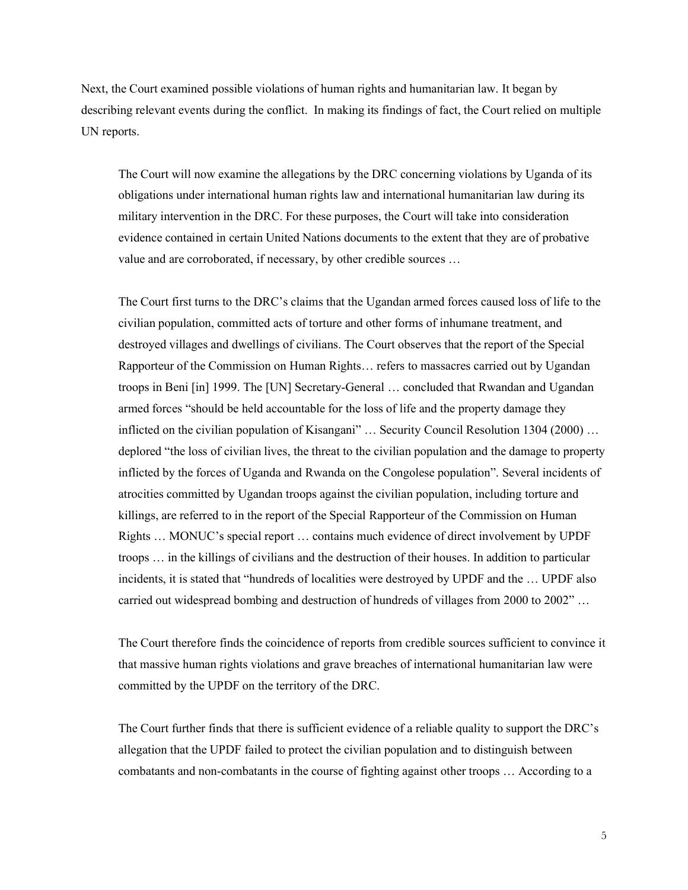Next, the Court examined possible violations of human rights and humanitarian law. It began by describing relevant events during the conflict. In making its findings of fact, the Court relied on multiple UN reports.

> The Court will now examine the allegations by the DRC concerning violations by Uganda of its obligations under international human rights law and international humanitarian law during its military intervention in the DRC. For these purposes, the Court will take into consideration evidence contained in certain United Nations documents to the extent that they are of probative value and are corroborated, if necessary, by other credible sources …
>
> The Court first turns to the DRC's claims that the Ugandan armed forces caused loss of life to the civilian population, committed acts of torture and other forms of inhumane treatment, and destroyed villages and dwellings of civilians. The Court observes that the report of the Special Rapporteur of the Commission on Human Rights… refers to massacres carried out by Ugandan troops in Beni [in] 1999. The [UN] Secretary-General … concluded that Rwandan and Ugandan armed forces "should be held accountable for the loss of life and the property damage they inflicted on the civilian population of Kisangani" … Security Council Resolution 1304 (2000) … deplored "the loss of civilian lives, the threat to the civilian population and the damage to property inflicted by the forces of Uganda and Rwanda on the Congolese population". Several incidents of atrocities committed by Ugandan troops against the civilian population, including torture and killings, are referred to in the report of the Special Rapporteur of the Commission on Human Rights … MONUC's special report … contains much evidence of direct involvement by UPDF troops … in the killings of civilians and the destruction of their houses. In addition to particular incidents, it is stated that "hundreds of localities were destroyed by UPDF and the … UPDF also carried out widespread bombing and destruction of hundreds of villages from 2000 to 2002" …
>
> The Court therefore finds the coincidence of reports from credible sources sufficient to convince it that massive human rights violations and grave breaches of international humanitarian law were committed by the UPDF on the territory of the DRC.
>
> The Court further finds that there is sufficient evidence of a reliable quality to support the DRC's allegation that the UPDF failed to protect the civilian population and to distinguish between combatants and non-combatants in the course of fighting against other troops … According to a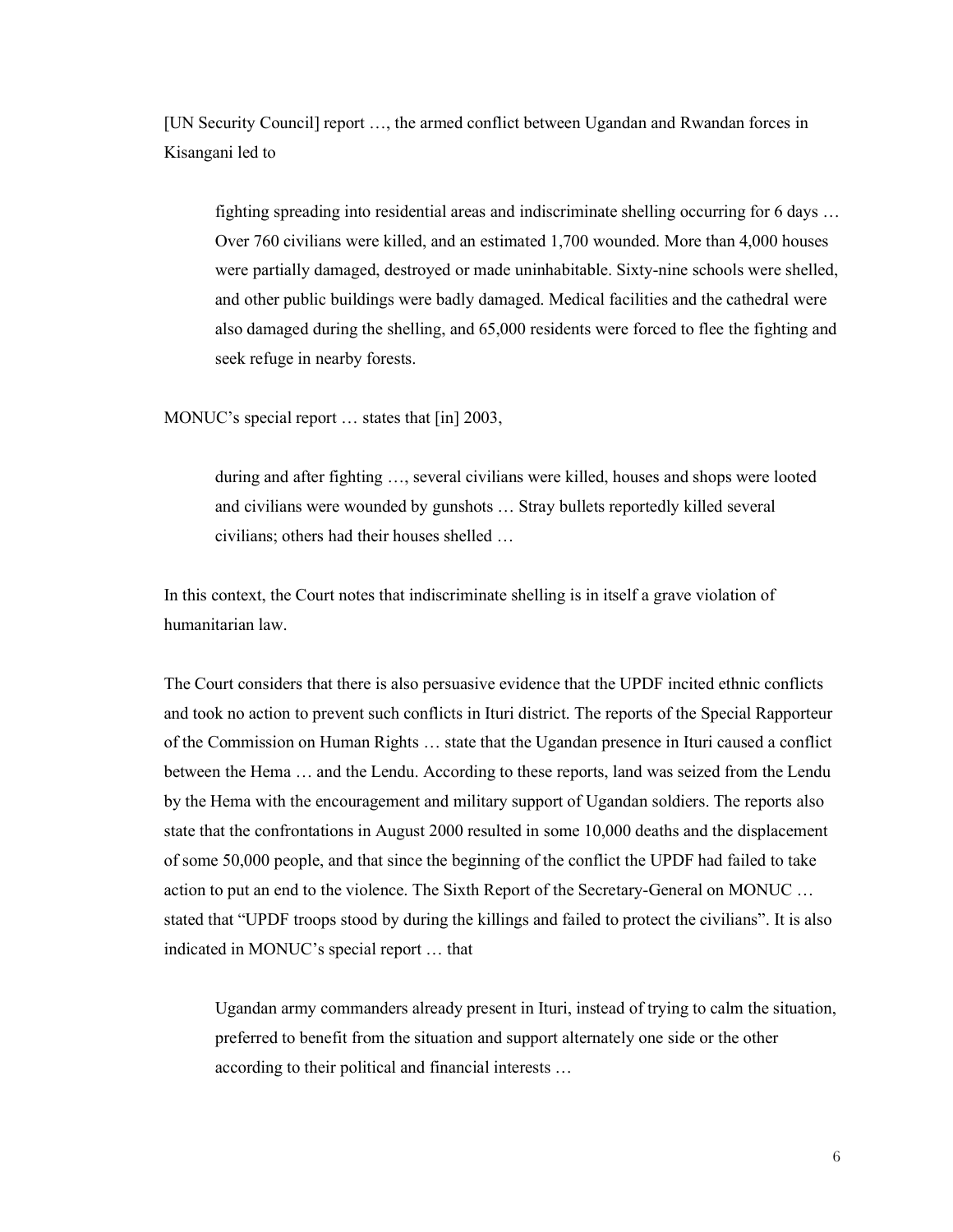[UN Security Council] report …, the armed conflict between Ugandan and Rwandan forces in Kisangani led to

> fighting spreading into residential areas and indiscriminate shelling occurring for 6 days … Over 760 civilians were killed, and an estimated 1,700 wounded. More than 4,000 houses were partially damaged, destroyed or made uninhabitable. Sixty-nine schools were shelled, and other public buildings were badly damaged. Medical facilities and the cathedral were also damaged during the shelling, and 65,000 residents were forced to flee the fighting and seek refuge in nearby forests.

MONUC's special report … states that [in] 2003,

> during and after fighting …, several civilians were killed, houses and shops were looted and civilians were wounded by gunshots … Stray bullets reportedly killed several civilians; others had their houses shelled …

In this context, the Court notes that indiscriminate shelling is in itself a grave violation of humanitarian law.

The Court considers that there is also persuasive evidence that the UPDF incited ethnic conflicts and took no action to prevent such conflicts in Ituri district. The reports of the Special Rapporteur of the Commission on Human Rights … state that the Ugandan presence in Ituri caused a conflict between the Hema … and the Lendu. According to these reports, land was seized from the Lendu by the Hema with the encouragement and military support of Ugandan soldiers. The reports also state that the confrontations in August 2000 resulted in some 10,000 deaths and the displacement of some 50,000 people, and that since the beginning of the conflict the UPDF had failed to take action to put an end to the violence. The Sixth Report of the Secretary-General on MONUC … stated that "UPDF troops stood by during the killings and failed to protect the civilians". It is also indicated in MONUC's special report … that

> Ugandan army commanders already present in Ituri, instead of trying to calm the situation, preferred to benefit from the situation and support alternately one side or the other according to their political and financial interests …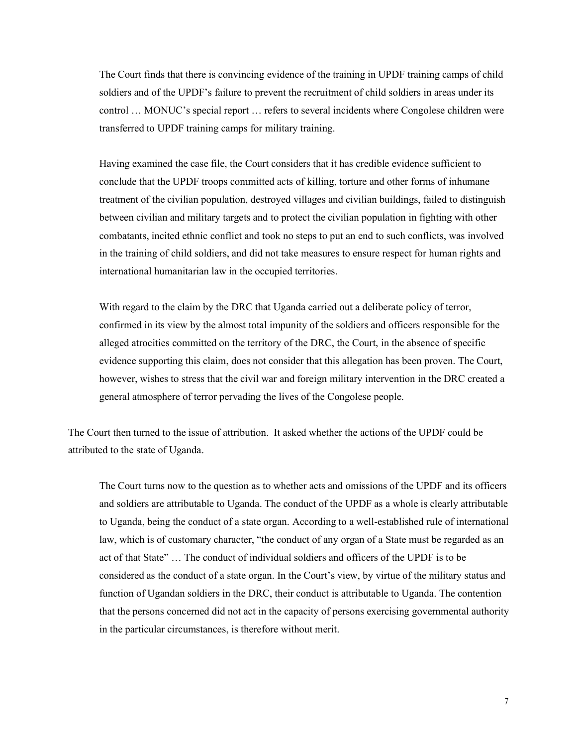> The Court finds that there is convincing evidence of the training in UPDF training camps of child soldiers and of the UPDF's failure to prevent the recruitment of child soldiers in areas under its control … MONUC's special report … refers to several incidents where Congolese children were transferred to UPDF training camps for military training.
>
> Having examined the case file, the Court considers that it has credible evidence sufficient to conclude that the UPDF troops committed acts of killing, torture and other forms of inhumane treatment of the civilian population, destroyed villages and civilian buildings, failed to distinguish between civilian and military targets and to protect the civilian population in fighting with other combatants, incited ethnic conflict and took no steps to put an end to such conflicts, was involved in the training of child soldiers, and did not take measures to ensure respect for human rights and international humanitarian law in the occupied territories.
>
> With regard to the claim by the DRC that Uganda carried out a deliberate policy of terror, confirmed in its view by the almost total impunity of the soldiers and officers responsible for the alleged atrocities committed on the territory of the DRC, the Court, in the absence of specific evidence supporting this claim, does not consider that this allegation has been proven. The Court, however, wishes to stress that the civil war and foreign military intervention in the DRC created a general atmosphere of terror pervading the lives of the Congolese people.

The Court then turned to the issue of attribution. It asked whether the actions of the UPDF could be attributed to the state of Uganda.

> The Court turns now to the question as to whether acts and omissions of the UPDF and its officers and soldiers are attributable to Uganda. The conduct of the UPDF as a whole is clearly attributable to Uganda, being the conduct of a state organ. According to a well-established rule of international law, which is of customary character, "the conduct of any organ of a State must be regarded as an act of that State" … The conduct of individual soldiers and officers of the UPDF is to be considered as the conduct of a state organ. In the Court's view, by virtue of the military status and function of Ugandan soldiers in the DRC, their conduct is attributable to Uganda. The contention that the persons concerned did not act in the capacity of persons exercising governmental authority in the particular circumstances, is therefore without merit.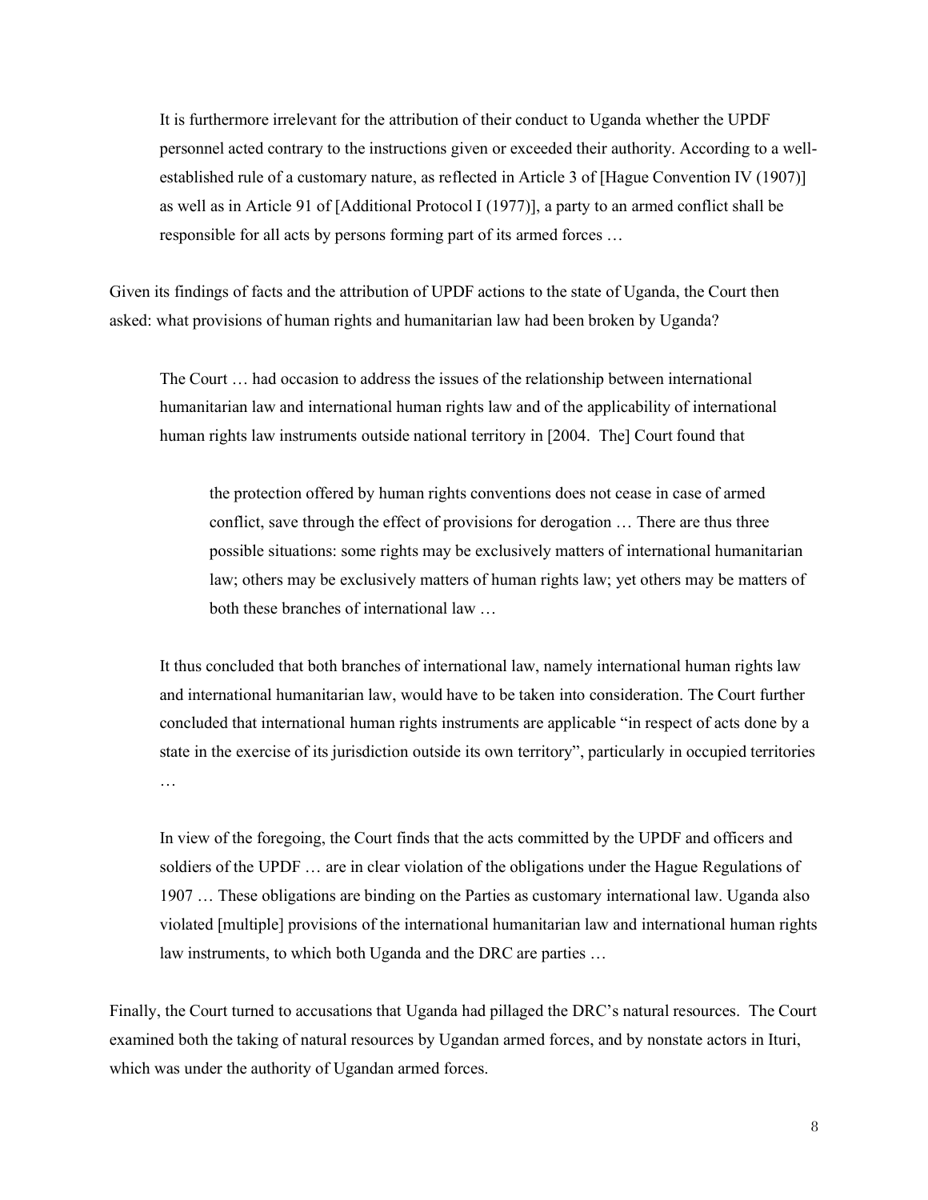> It is furthermore irrelevant for the attribution of their conduct to Uganda whether the UPDF personnel acted contrary to the instructions given or exceeded their authority. According to a well-established rule of a customary nature, as reflected in Article 3 of [Hague Convention IV (1907)] as well as in Article 91 of [Additional Protocol I (1977)], a party to an armed conflict shall be responsible for all acts by persons forming part of its armed forces …

Given its findings of facts and the attribution of UPDF actions to the state of Uganda, the Court then asked: what provisions of human rights and humanitarian law had been broken by Uganda?

> The Court … had occasion to address the issues of the relationship between international humanitarian law and international human rights law and of the applicability of international human rights law instruments outside national territory in [2004. The] Court found that
>
> > the protection offered by human rights conventions does not cease in case of armed conflict, save through the effect of provisions for derogation … There are thus three possible situations: some rights may be exclusively matters of international humanitarian law; others may be exclusively matters of human rights law; yet others may be matters of both these branches of international law …
>
> It thus concluded that both branches of international law, namely international human rights law and international humanitarian law, would have to be taken into consideration. The Court further concluded that international human rights instruments are applicable "in respect of acts done by a state in the exercise of its jurisdiction outside its own territory", particularly in occupied territories …
>
> In view of the foregoing, the Court finds that the acts committed by the UPDF and officers and soldiers of the UPDF … are in clear violation of the obligations under the Hague Regulations of 1907 … These obligations are binding on the Parties as customary international law. Uganda also violated [multiple] provisions of the international humanitarian law and international human rights law instruments, to which both Uganda and the DRC are parties …

Finally, the Court turned to accusations that Uganda had pillaged the DRC's natural resources. The Court examined both the taking of natural resources by Ugandan armed forces, and by nonstate actors in Ituri, which was under the authority of Ugandan armed forces.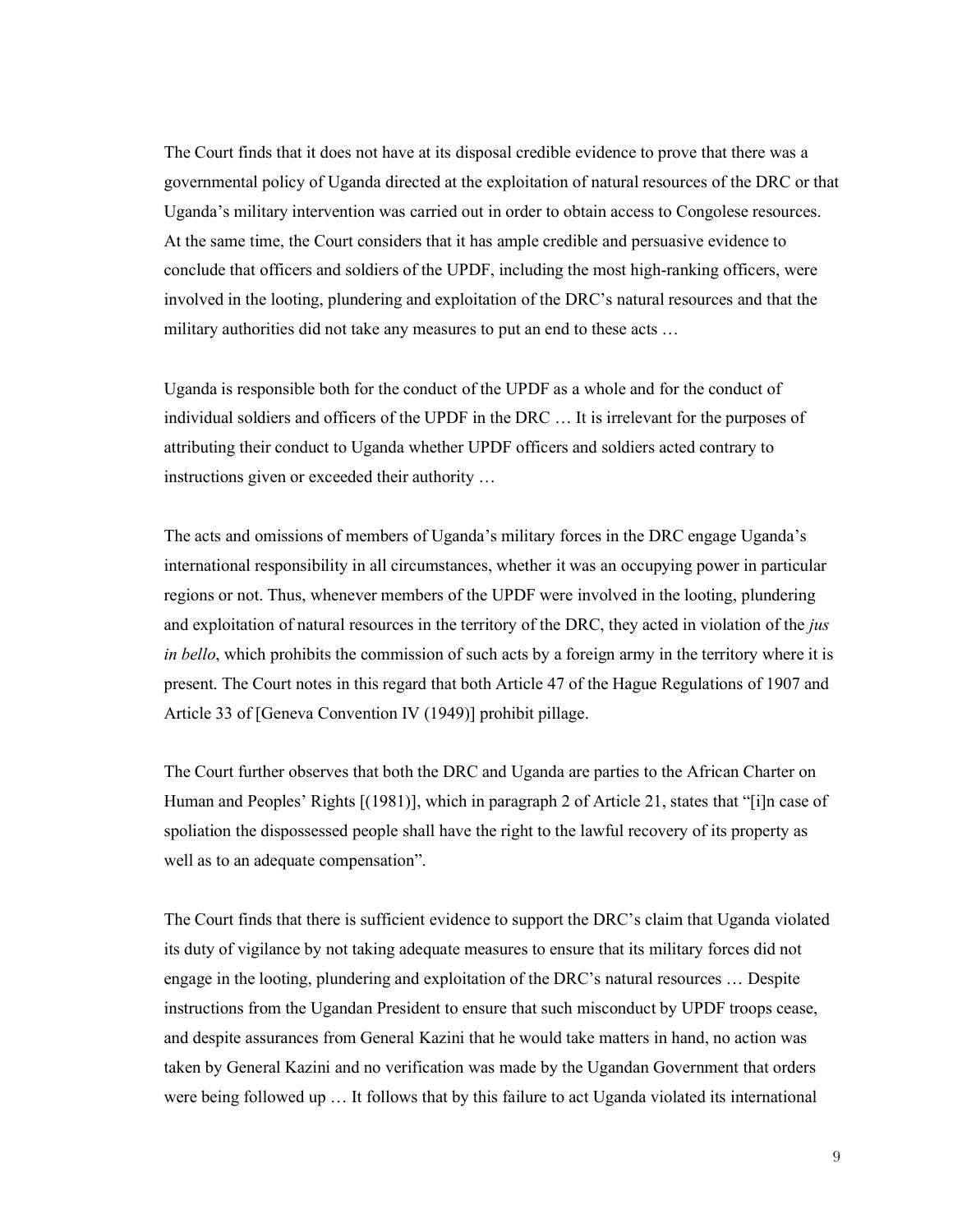The Court finds that it does not have at its disposal credible evidence to prove that there was a governmental policy of Uganda directed at the exploitation of natural resources of the DRC or that Uganda's military intervention was carried out in order to obtain access to Congolese resources. At the same time, the Court considers that it has ample credible and persuasive evidence to conclude that officers and soldiers of the UPDF, including the most high-ranking officers, were involved in the looting, plundering and exploitation of the DRC's natural resources and that the military authorities did not take any measures to put an end to these acts …

Uganda is responsible both for the conduct of the UPDF as a whole and for the conduct of individual soldiers and officers of the UPDF in the DRC … It is irrelevant for the purposes of attributing their conduct to Uganda whether UPDF officers and soldiers acted contrary to instructions given or exceeded their authority …

The acts and omissions of members of Uganda's military forces in the DRC engage Uganda's international responsibility in all circumstances, whether it was an occupying power in particular regions or not. Thus, whenever members of the UPDF were involved in the looting, plundering and exploitation of natural resources in the territory of the DRC, they acted in violation of the *jus in bello*, which prohibits the commission of such acts by a foreign army in the territory where it is present. The Court notes in this regard that both Article 47 of the Hague Regulations of 1907 and Article 33 of [Geneva Convention IV (1949)] prohibit pillage.

The Court further observes that both the DRC and Uganda are parties to the African Charter on Human and Peoples' Rights [(1981)], which in paragraph 2 of Article 21, states that "[i]n case of spoliation the dispossessed people shall have the right to the lawful recovery of its property as well as to an adequate compensation".

The Court finds that there is sufficient evidence to support the DRC's claim that Uganda violated its duty of vigilance by not taking adequate measures to ensure that its military forces did not engage in the looting, plundering and exploitation of the DRC's natural resources … Despite instructions from the Ugandan President to ensure that such misconduct by UPDF troops cease, and despite assurances from General Kazini that he would take matters in hand, no action was taken by General Kazini and no verification was made by the Ugandan Government that orders were being followed up … It follows that by this failure to act Uganda violated its international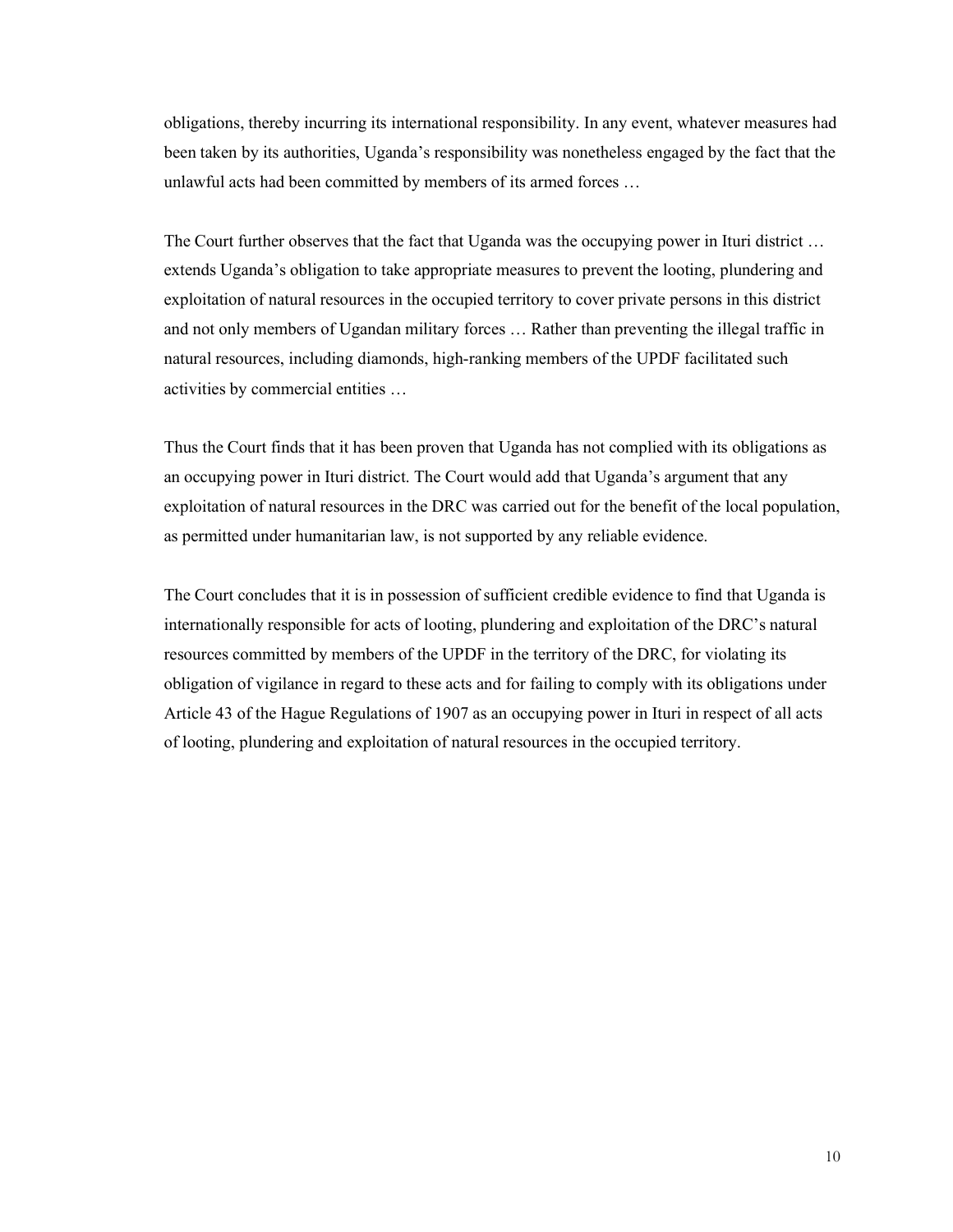obligations, thereby incurring its international responsibility. In any event, whatever measures had been taken by its authorities, Uganda's responsibility was nonetheless engaged by the fact that the unlawful acts had been committed by members of its armed forces …

The Court further observes that the fact that Uganda was the occupying power in Ituri district … extends Uganda's obligation to take appropriate measures to prevent the looting, plundering and exploitation of natural resources in the occupied territory to cover private persons in this district and not only members of Ugandan military forces … Rather than preventing the illegal traffic in natural resources, including diamonds, high-ranking members of the UPDF facilitated such activities by commercial entities …

Thus the Court finds that it has been proven that Uganda has not complied with its obligations as an occupying power in Ituri district. The Court would add that Uganda's argument that any exploitation of natural resources in the DRC was carried out for the benefit of the local population, as permitted under humanitarian law, is not supported by any reliable evidence.

The Court concludes that it is in possession of sufficient credible evidence to find that Uganda is internationally responsible for acts of looting, plundering and exploitation of the DRC's natural resources committed by members of the UPDF in the territory of the DRC, for violating its obligation of vigilance in regard to these acts and for failing to comply with its obligations under Article 43 of the Hague Regulations of 1907 as an occupying power in Ituri in respect of all acts of looting, plundering and exploitation of natural resources in the occupied territory.